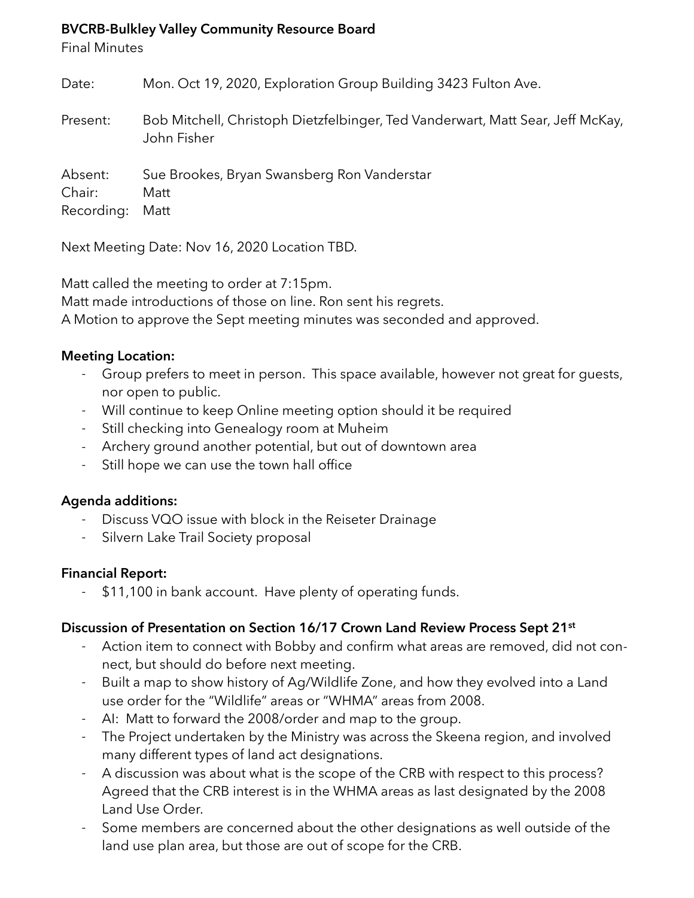**BVCRB-Bulkley Valley Community Resource Board**

Final Minutes

Date: Mon. Oct 19, 2020, Exploration Group Building 3423 Fulton Ave.

Present: Bob Mitchell, Christoph Dietzfelbinger, Ted Vanderwart, Matt Sear, Jeff McKay, John Fisher

Absent: Sue Brookes, Bryan Swansberg Ron Vanderstar

Chair: Matt

Recording: Matt

Next Meeting Date: Nov 16, 2020 Location TBD.

Matt called the meeting to order at 7:15pm.

Matt made introductions of those on line. Ron sent his regrets.

A Motion to approve the Sept meeting minutes was seconded and approved.

**Meeting Location:**

- Group prefers to meet in person. This space available, however not great for guests, nor open to public.
- Will continue to keep Online meeting option should it be required
- Still checking into Genealogy room at Muheim
- Archery ground another potential, but out of downtown area
- Still hope we can use the town hall office

**Agenda additions:**

- Discuss VQO issue with block in the Reiseter Drainage
- Silvern Lake Trail Society proposal

**Financial Report:**

- $11,100 in bank account. Have plenty of operating funds.

**Discussion of Presentation on Section 16/17 Crown Land Review Process Sept 21st**

- Action item to connect with Bobby and confirm what areas are removed, did not connect, but should do before next meeting.
- Built a map to show history of Ag/Wildlife Zone, and how they evolved into a Land use order for the "Wildlife" areas or "WHMA" areas from 2008.
- AI: Matt to forward the 2008/order and map to the group.
- The Project undertaken by the Ministry was across the Skeena region, and involved many different types of land act designations.
- A discussion was about what is the scope of the CRB with respect to this process? Agreed that the CRB interest is in the WHMA areas as last designated by the 2008 Land Use Order.
- Some members are concerned about the other designations as well outside of the land use plan area, but those are out of scope for the CRB.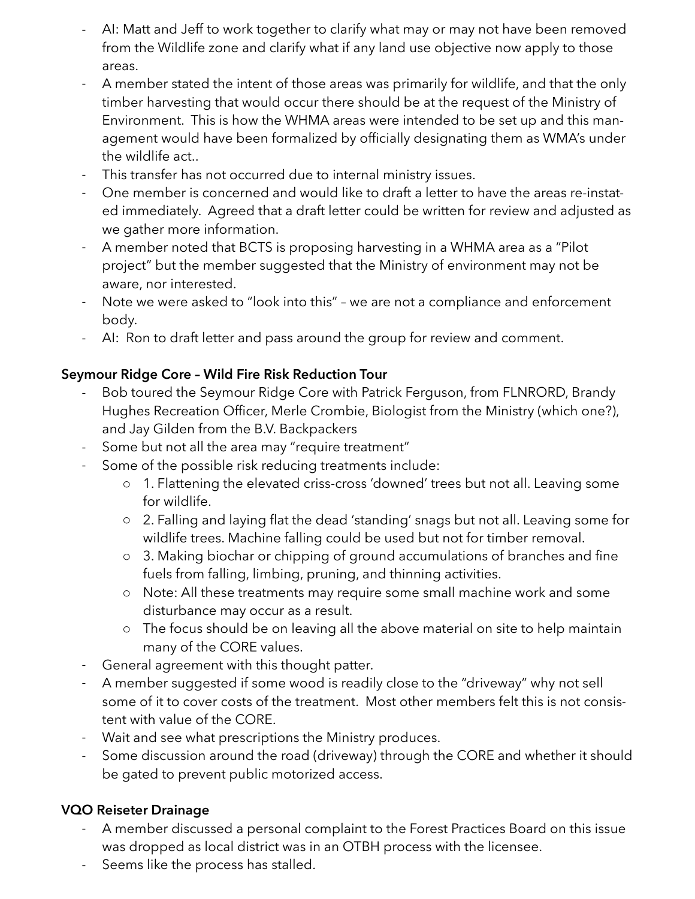- AI: Matt and Jeff to work together to clarify what may or may not have been removed from the Wildlife zone and clarify what if any land use objective now apply to those areas.
- A member stated the intent of those areas was primarily for wildlife, and that the only timber harvesting that would occur there should be at the request of the Ministry of Environment. This is how the WHMA areas were intended to be set up and this management would have been formalized by officially designating them as WMA's under the wildlife act..
- This transfer has not occurred due to internal ministry issues.
- One member is concerned and would like to draft a letter to have the areas re-instated immediately. Agreed that a draft letter could be written for review and adjusted as we gather more information.
- A member noted that BCTS is proposing harvesting in a WHMA area as a "Pilot project" but the member suggested that the Ministry of environment may not be aware, nor interested.
- Note we were asked to "look into this" – we are not a compliance and enforcement body.
- AI: Ron to draft letter and pass around the group for review and comment.

**Seymour Ridge Core – Wild Fire Risk Reduction Tour**

- Bob toured the Seymour Ridge Core with Patrick Ferguson, from FLNRORD, Brandy Hughes Recreation Officer, Merle Crombie, Biologist from the Ministry (which one?), and Jay Gilden from the B.V. Backpackers
- Some but not all the area may "require treatment"
- Some of the possible risk reducing treatments include:
  - 1. Flattening the elevated criss-cross 'downed' trees but not all. Leaving some for wildlife.
  - 2. Falling and laying flat the dead 'standing' snags but not all. Leaving some for wildlife trees. Machine falling could be used but not for timber removal.
  - 3. Making biochar or chipping of ground accumulations of branches and fine fuels from falling, limbing, pruning, and thinning activities.
  - Note: All these treatments may require some small machine work and some disturbance may occur as a result.
  - The focus should be on leaving all the above material on site to help maintain many of the CORE values.
- General agreement with this thought patter.
- A member suggested if some wood is readily close to the "driveway" why not sell some of it to cover costs of the treatment. Most other members felt this is not consistent with value of the CORE.
- Wait and see what prescriptions the Ministry produces.
- Some discussion around the road (driveway) through the CORE and whether it should be gated to prevent public motorized access.

**VQO Reiseter Drainage**

- A member discussed a personal complaint to the Forest Practices Board on this issue was dropped as local district was in an OTBH process with the licensee.
- Seems like the process has stalled.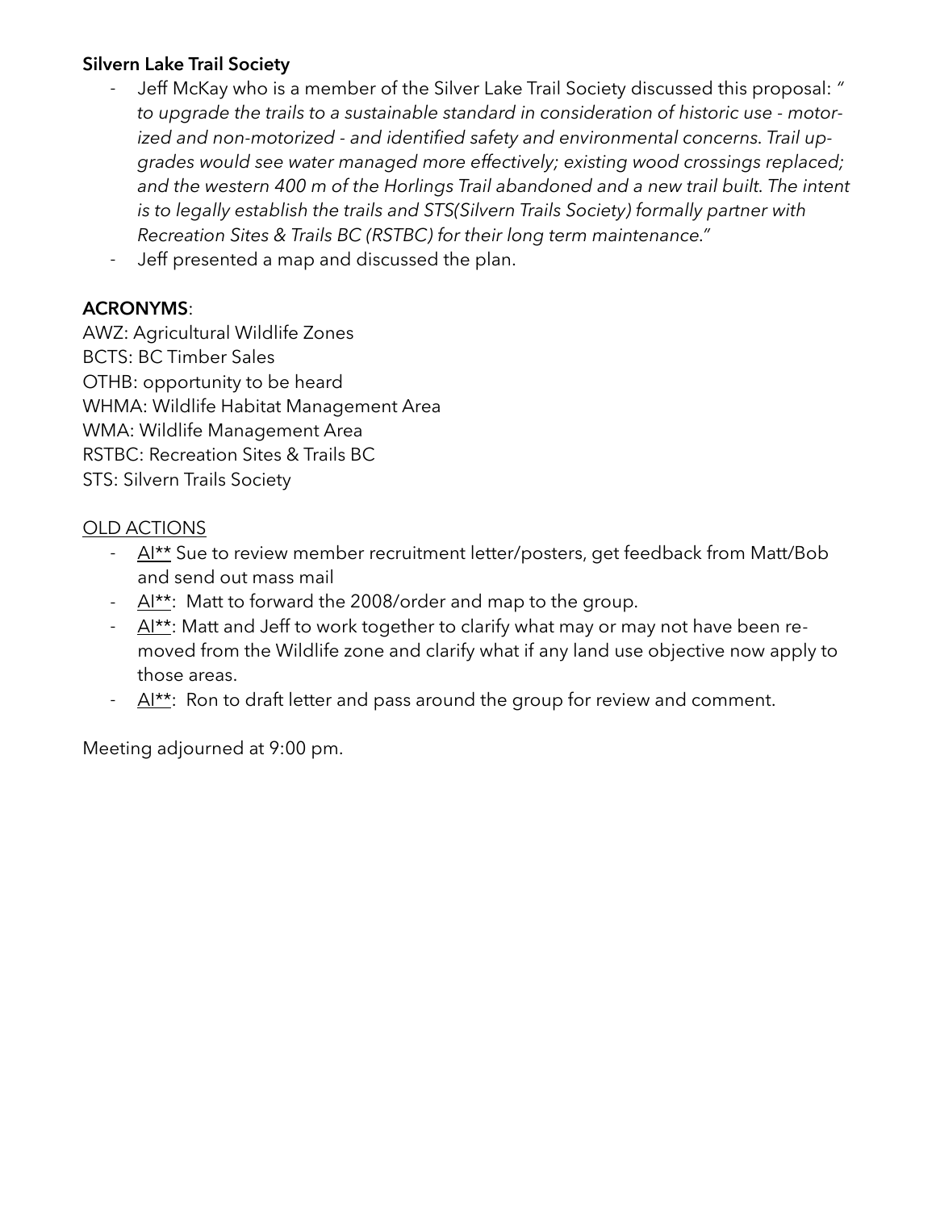**Silvern Lake Trail Society**

- Jeff McKay who is a member of the Silver Lake Trail Society discussed this proposal: *" to upgrade the trails to a sustainable standard in consideration of historic use - motorized and non-motorized - and identified safety and environmental concerns. Trail upgrades would see water managed more effectively; existing wood crossings replaced; and the western 400 m of the Horlings Trail abandoned and a new trail built. The intent is to legally establish the trails and STS(Silvern Trails Society) formally partner with Recreation Sites & Trails BC (RSTBC) for their long term maintenance."*
- Jeff presented a map and discussed the plan.

**ACRONYMS**:

AWZ: Agricultural Wildlife Zones
BCTS: BC Timber Sales
OTHB: opportunity to be heard
WHMA: Wildlife Habitat Management Area
WMA: Wildlife Management Area
RSTBC: Recreation Sites & Trails BC
STS: Silvern Trails Society

<u>OLD ACTIONS</u>

- <u>AI**</u> Sue to review member recruitment letter/posters, get feedback from Matt/Bob and send out mass mail
- <u>AI**</u>: Matt to forward the 2008/order and map to the group.
- <u>AI**</u>: Matt and Jeff to work together to clarify what may or may not have been removed from the Wildlife zone and clarify what if any land use objective now apply to those areas.
- <u>AI**</u>: Ron to draft letter and pass around the group for review and comment.

Meeting adjourned at 9:00 pm.